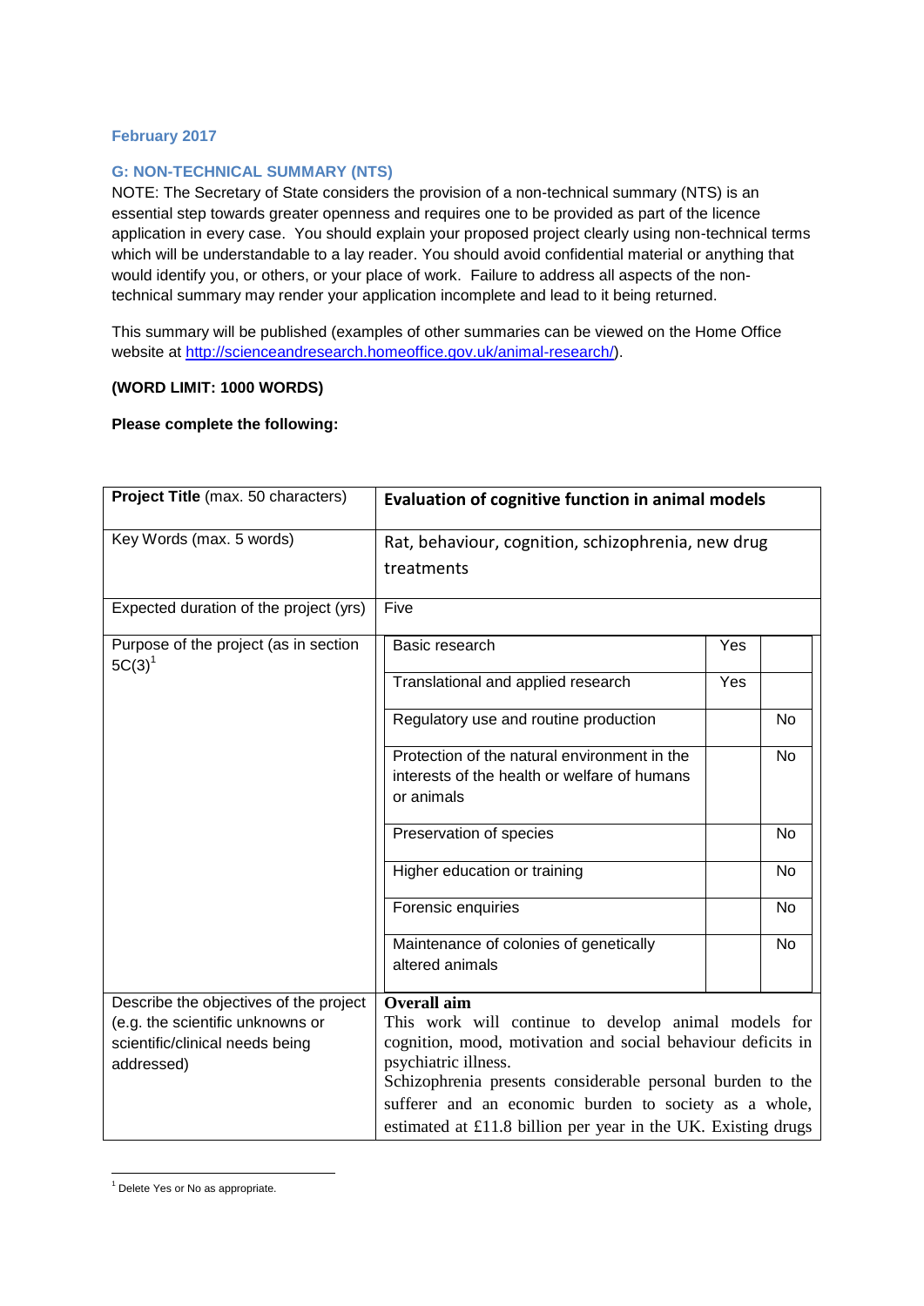**February 2017**

## G: NON-TECHNICAL SUMMARY (NTS)

NOTE: The Secretary of State considers the provision of a non-technical summary (NTS) is an essential step towards greater openness and requires one to be provided as part of the licence application in every case. You should explain your proposed project clearly using non-technical terms which will be understandable to a lay reader. You should avoid confidential material or anything that would identify you, or others, or your place of work. Failure to address all aspects of the non-technical summary may render your application incomplete and lead to it being returned.

This summary will be published (examples of other summaries can be viewed on the Home Office website at http://scienceandresearch.homeoffice.gov.uk/animal-research/).

**(WORD LIMIT: 1000 WORDS)**

**Please complete the following:**

| **Project Title** (max. 50 characters) | **Evaluation of cognitive function in animal models** | | |
|---|---|---|---|
| Key Words (max. 5 words) | Rat, behaviour, cognition, schizophrenia, new drug treatments | | |
| Expected duration of the project (yrs) | Five | | |
| Purpose of the project (as in section 5C(3)[1] | Basic research | Yes | |
| | Translational and applied research | Yes | |
| | Regulatory use and routine production | | No |
| | Protection of the natural environment in the interests of the health or welfare of humans or animals | | No |
| | Preservation of species | | No |
| | Higher education or training | | No |
| | Forensic enquiries | | No |
| | Maintenance of colonies of genetically altered animals | | No |
| Describe the objectives of the project (e.g. the scientific unknowns or scientific/clinical needs being addressed) | **Overall aim**<br>This work will continue to develop animal models for cognition, mood, motivation and social behaviour deficits in psychiatric illness.<br>Schizophrenia presents considerable personal burden to the sufferer and an economic burden to society as a whole, estimated at £11.8 billion per year in the UK. Existing drugs | | |

[1] Delete Yes or No as appropriate.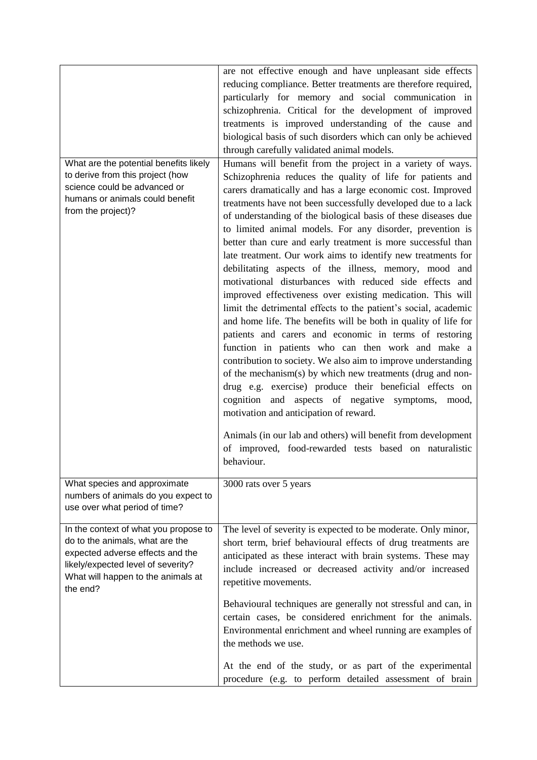| | |
|---|---|
| | are not effective enough and have unpleasant side effects reducing compliance. Better treatments are therefore required, particularly for memory and social communication in schizophrenia. Critical for the development of improved treatments is improved understanding of the cause and biological basis of such disorders which can only be achieved through carefully validated animal models. |
| What are the potential benefits likely to derive from this project (how science could be advanced or humans or animals could benefit from the project)? | Humans will benefit from the project in a variety of ways. Schizophrenia reduces the quality of life for patients and carers dramatically and has a large economic cost. Improved treatments have not been successfully developed due to a lack of understanding of the biological basis of these diseases due to limited animal models. For any disorder, prevention is better than cure and early treatment is more successful than late treatment. Our work aims to identify new treatments for debilitating aspects of the illness, memory, mood and motivational disturbances with reduced side effects and improved effectiveness over existing medication. This will limit the detrimental effects to the patient's social, academic and home life. The benefits will be both in quality of life for patients and carers and economic in terms of restoring function in patients who can then work and make a contribution to society. We also aim to improve understanding of the mechanism(s) by which new treatments (drug and non-drug e.g. exercise) produce their beneficial effects on cognition and aspects of negative symptoms, mood, motivation and anticipation of reward.<br><br>Animals (in our lab and others) will benefit from development of improved, food-rewarded tests based on naturalistic behaviour. |
| What species and approximate numbers of animals do you expect to use over what period of time? | 3000 rats over 5 years |
| In the context of what you propose to do to the animals, what are the expected adverse effects and the likely/expected level of severity? What will happen to the animals at the end? | The level of severity is expected to be moderate. Only minor, short term, brief behavioural effects of drug treatments are anticipated as these interact with brain systems. These may include increased or decreased activity and/or increased repetitive movements.<br><br>Behavioural techniques are generally not stressful and can, in certain cases, be considered enrichment for the animals. Environmental enrichment and wheel running are examples of the methods we use.<br><br>At the end of the study, or as part of the experimental procedure (e.g. to perform detailed assessment of brain |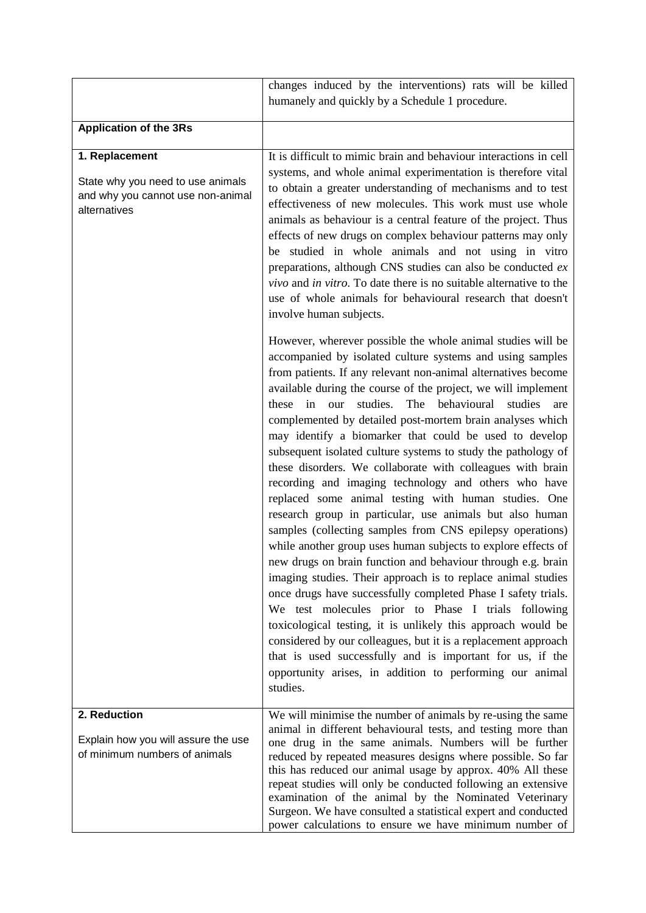| | |
|---|---|
| | changes induced by the interventions) rats will be killed humanely and quickly by a Schedule 1 procedure. |
| **Application of the 3Rs** | |
| **1. Replacement**<br><br>State why you need to use animals and why you cannot use non-animal alternatives | It is difficult to mimic brain and behaviour interactions in cell systems, and whole animal experimentation is therefore vital to obtain a greater understanding of mechanisms and to test effectiveness of new molecules. This work must use whole animals as behaviour is a central feature of the project. Thus effects of new drugs on complex behaviour patterns may only be studied in whole animals and not using in vitro preparations, although CNS studies can also be conducted *ex vivo* and *in vitro*. To date there is no suitable alternative to the use of whole animals for behavioural research that doesn't involve human subjects.<br><br>However, wherever possible the whole animal studies will be accompanied by isolated culture systems and using samples from patients. If any relevant non-animal alternatives become available during the course of the project, we will implement these in our studies. The behavioural studies are complemented by detailed post-mortem brain analyses which may identify a biomarker that could be used to develop subsequent isolated culture systems to study the pathology of these disorders. We collaborate with colleagues with brain recording and imaging technology and others who have replaced some animal testing with human studies. One research group in particular, use animals but also human samples (collecting samples from CNS epilepsy operations) while another group uses human subjects to explore effects of new drugs on brain function and behaviour through e.g. brain imaging studies. Their approach is to replace animal studies once drugs have successfully completed Phase I safety trials. We test molecules prior to Phase I trials following toxicological testing, it is unlikely this approach would be considered by our colleagues, but it is a replacement approach that is used successfully and is important for us, if the opportunity arises, in addition to performing our animal studies. |
| **2. Reduction**<br><br>Explain how you will assure the use of minimum numbers of animals | We will minimise the number of animals by re-using the same animal in different behavioural tests, and testing more than one drug in the same animals. Numbers will be further reduced by repeated measures designs where possible. So far this has reduced our animal usage by approx. 40% All these repeat studies will only be conducted following an extensive examination of the animal by the Nominated Veterinary Surgeon. We have consulted a statistical expert and conducted power calculations to ensure we have minimum number of |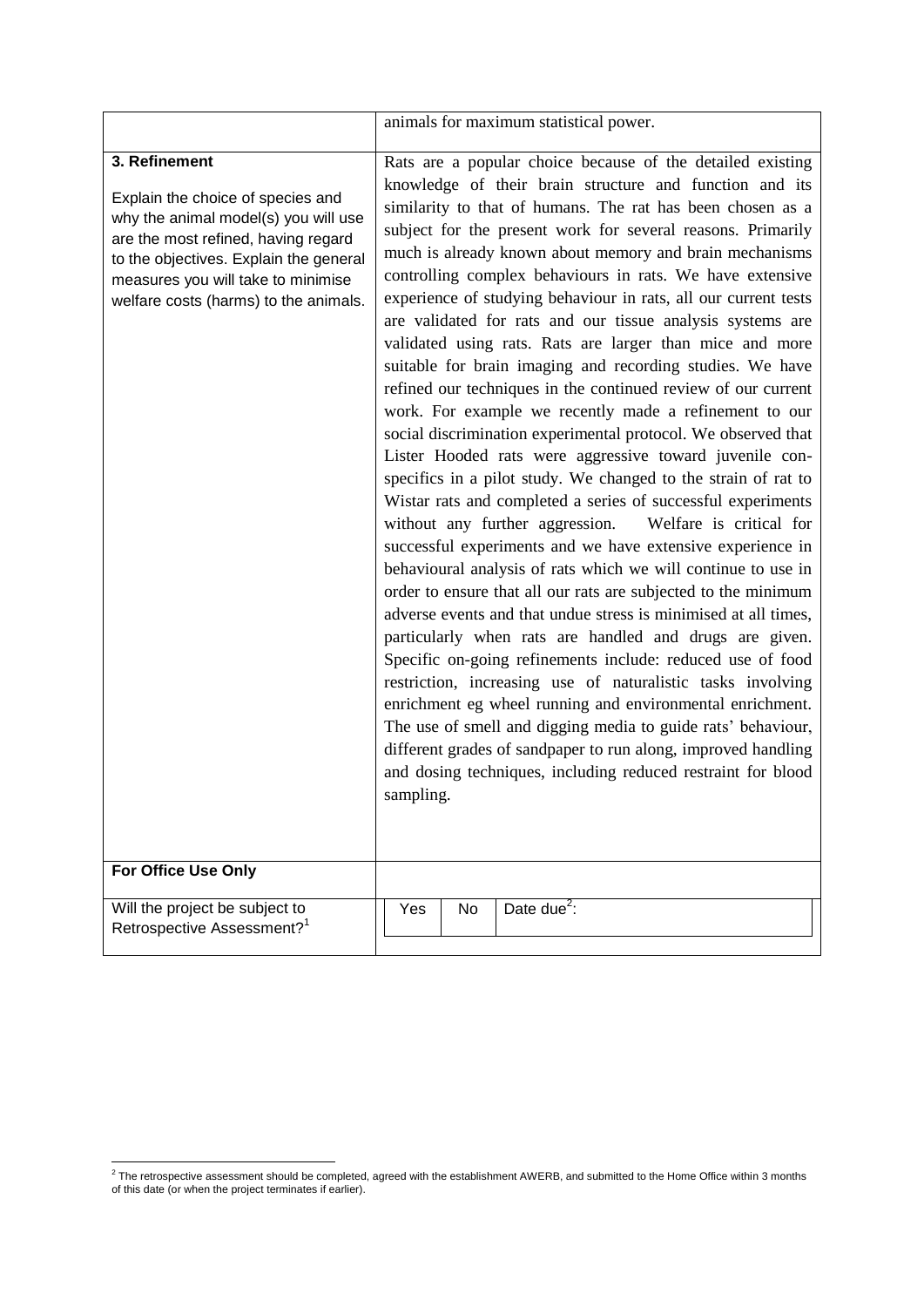| | |
|---|---|
| | animals for maximum statistical power. |
| **3. Refinement**<br><br>Explain the choice of species and why the animal model(s) you will use are the most refined, having regard to the objectives. Explain the general measures you will take to minimise welfare costs (harms) to the animals. | Rats are a popular choice because of the detailed existing knowledge of their brain structure and function and its similarity to that of humans. The rat has been chosen as a subject for the present work for several reasons. Primarily much is already known about memory and brain mechanisms controlling complex behaviours in rats. We have extensive experience of studying behaviour in rats, all our current tests are validated for rats and our tissue analysis systems are validated using rats. Rats are larger than mice and more suitable for brain imaging and recording studies. We have refined our techniques in the continued review of our current work. For example we recently made a refinement to our social discrimination experimental protocol. We observed that Lister Hooded rats were aggressive toward juvenile con-specifics in a pilot study. We changed to the strain of rat to Wistar rats and completed a series of successful experiments without any further aggression. Welfare is critical for successful experiments and we have extensive experience in behavioural analysis of rats which we will continue to use in order to ensure that all our rats are subjected to the minimum adverse events and that undue stress is minimised at all times, particularly when rats are handled and drugs are given. Specific on-going refinements include: reduced use of food restriction, increasing use of naturalistic tasks involving enrichment eg wheel running and environmental enrichment. The use of smell and digging media to guide rats' behaviour, different grades of sandpaper to run along, improved handling and dosing techniques, including reduced restraint for blood sampling. |
| **For Office Use Only** | |
| Will the project be subject to Retrospective Assessment?[1] | Yes / No / Date due[2]: |

[2] The retrospective assessment should be completed, agreed with the establishment AWERB, and submitted to the Home Office within 3 months of this date (or when the project terminates if earlier).